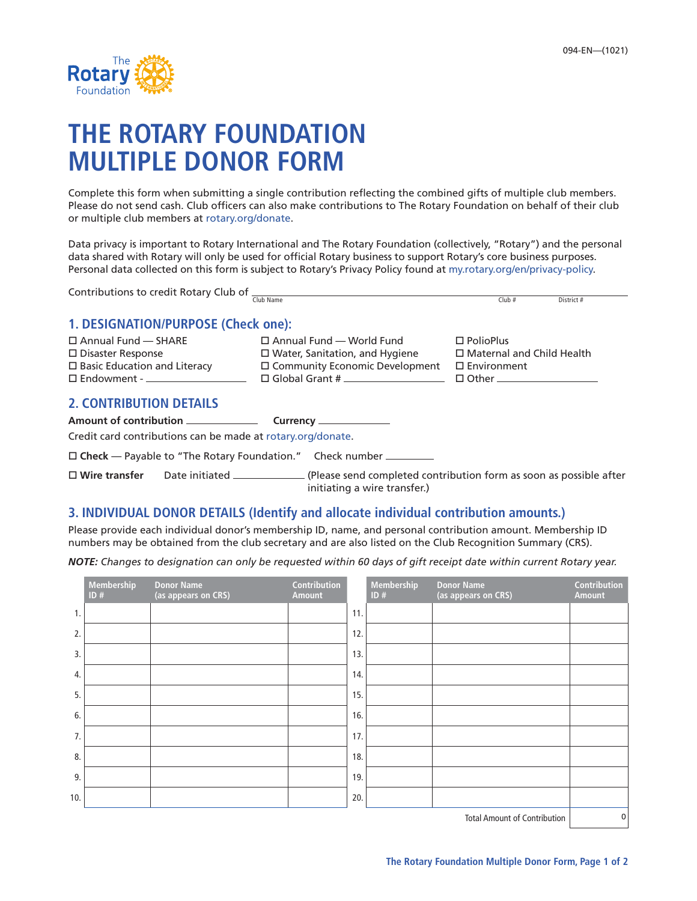094-EN—(1021)

# THE ROTARY FOUNDATION MULTIPLE DONOR FORM

Complete this form when submitting a single contribution reflecting the combined gifts of multiple club members. Please do not send cash. Club officers can also make contributions to The Rotary Foundation on behalf of their club or multiple club members at rotary.org/donate.

Data privacy is important to Rotary International and The Rotary Foundation (collectively, "Rotary") and the personal data shared with Rotary will only be used for official Rotary business to support Rotary's core business purposes. Personal data collected on this form is subject to Rotary's Privacy Policy found at my.rotary.org/en/privacy-policy.

Contributions to credit Rotary Club of ______________________
Club Name Club # District #

## 1. DESIGNATION/PURPOSE (Check one):

- ☐ Annual Fund — SHARE
- ☐ Disaster Response
- ☐ Basic Education and Literacy
- ☐ Endowment - ______________
- ☐ Annual Fund — World Fund
- ☐ Water, Sanitation, and Hygiene
- ☐ Community Economic Development
- ☐ Global Grant # ______________
- ☐ PolioPlus
- ☐ Maternal and Child Health
- ☐ Environment
- ☐ Other ______________

## 2. CONTRIBUTION DETAILS

**Amount of contribution** ______________ **Currency** ______________

Credit card contributions can be made at rotary.org/donate.

☐ **Check** — Payable to "The Rotary Foundation." Check number __________

☐ **Wire transfer** Date initiated ______________ (Please send completed contribution form as soon as possible after initiating a wire transfer.)

## 3. INDIVIDUAL DONOR DETAILS (Identify and allocate individual contribution amounts.)

Please provide each individual donor's membership ID, name, and personal contribution amount. Membership ID numbers may be obtained from the club secretary and are also listed on the Club Recognition Summary (CRS).

***NOTE:*** *Changes to designation can only be requested within 60 days of gift receipt date within current Rotary year.*

| | Membership ID # | Donor Name (as appears on CRS) | Contribution Amount | | Membership ID # | Donor Name (as appears on CRS) | Contribution Amount |
|---|---|---|---|---|---|---|---|
| 1. | | | | 11. | | | |
| 2. | | | | 12. | | | |
| 3. | | | | 13. | | | |
| 4. | | | | 14. | | | |
| 5. | | | | 15. | | | |
| 6. | | | | 16. | | | |
| 7. | | | | 17. | | | |
| 8. | | | | 18. | | | |
| 9. | | | | 19. | | | |
| 10. | | | | 20. | | | |
| | | | | | | Total Amount of Contribution | 0 |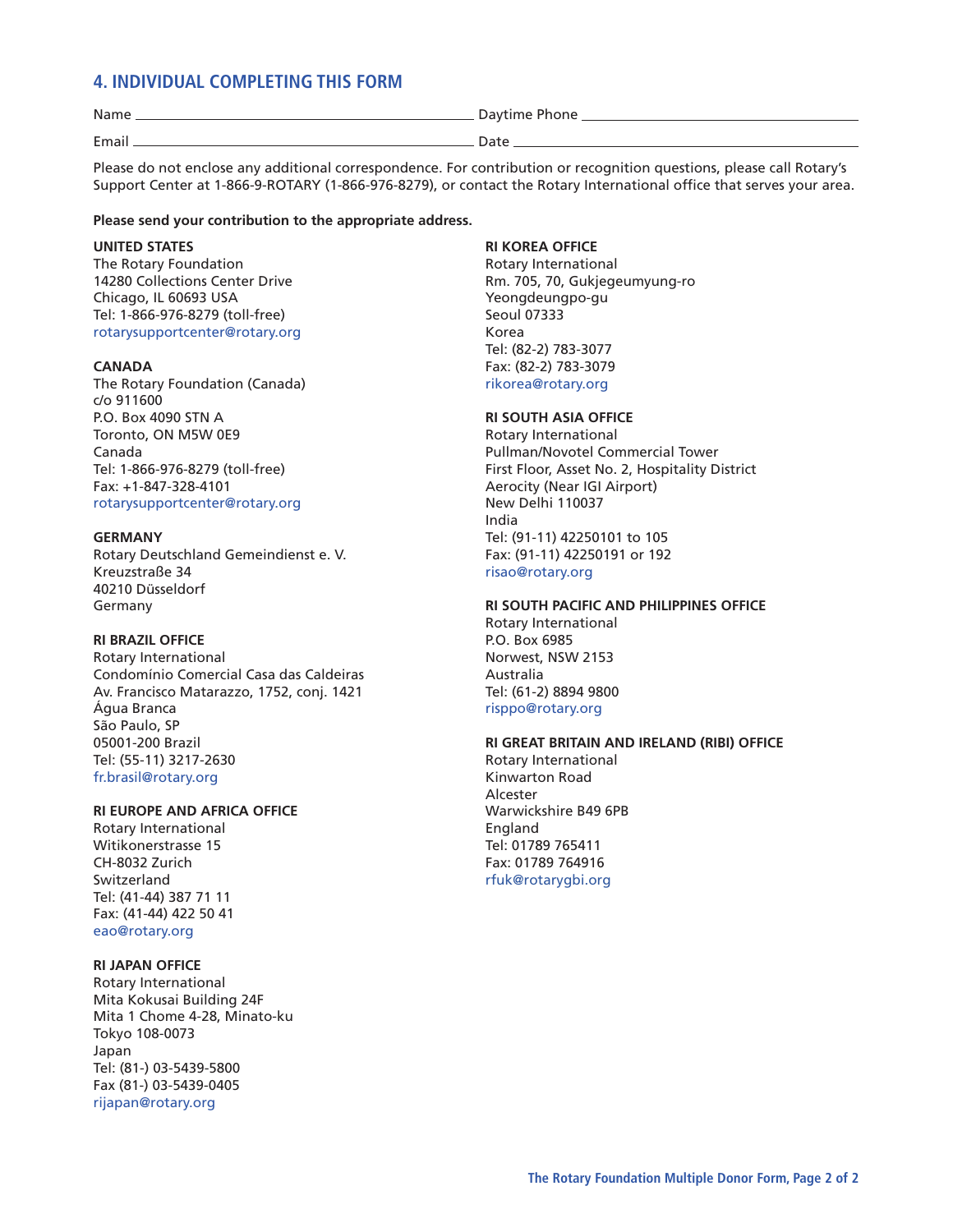## 4. INDIVIDUAL COMPLETING THIS FORM

Name ______________________________ Daytime Phone ______________________________

Email ______________________________ Date ______________________________

Please do not enclose any additional correspondence. For contribution or recognition questions, please call Rotary's Support Center at 1-866-9-ROTARY (1-866-976-8279), or contact the Rotary International office that serves your area.

**Please send your contribution to the appropriate address.**

**UNITED STATES**
The Rotary Foundation
14280 Collections Center Drive
Chicago, IL 60693 USA
Tel: 1-866-976-8279 (toll-free)
rotarysupportcenter@rotary.org

**CANADA**
The Rotary Foundation (Canada)
c/o 911600
P.O. Box 4090 STN A
Toronto, ON M5W 0E9
Canada
Tel: 1-866-976-8279 (toll-free)
Fax: +1-847-328-4101
rotarysupportcenter@rotary.org

**GERMANY**
Rotary Deutschland Gemeindienst e. V.
Kreuzstraße 34
40210 Düsseldorf
Germany

**RI BRAZIL OFFICE**
Rotary International
Condomínio Comercial Casa das Caldeiras
Av. Francisco Matarazzo, 1752, conj. 1421
Água Branca
São Paulo, SP
05001-200 Brazil
Tel: (55-11) 3217-2630
fr.brasil@rotary.org

**RI EUROPE AND AFRICA OFFICE**
Rotary International
Witikonerstrasse 15
CH-8032 Zurich
Switzerland
Tel: (41-44) 387 71 11
Fax: (41-44) 422 50 41
eao@rotary.org

**RI JAPAN OFFICE**
Rotary International
Mita Kokusai Building 24F
Mita 1 Chome 4-28, Minato-ku
Tokyo 108-0073
Japan
Tel: (81-) 03-5439-5800
Fax (81-) 03-5439-0405
rijapan@rotary.org

**RI KOREA OFFICE**
Rotary International
Rm. 705, 70, Gukjegeumyung-ro
Yeongdeungpo-gu
Seoul 07333
Korea
Tel: (82-2) 783-3077
Fax: (82-2) 783-3079
rikorea@rotary.org

**RI SOUTH ASIA OFFICE**
Rotary International
Pullman/Novotel Commercial Tower
First Floor, Asset No. 2, Hospitality District
Aerocity (Near IGI Airport)
New Delhi 110037
India
Tel: (91-11) 42250101 to 105
Fax: (91-11) 42250191 or 192
risao@rotary.org

**RI SOUTH PACIFIC AND PHILIPPINES OFFICE**
Rotary International
P.O. Box 6985
Norwest, NSW 2153
Australia
Tel: (61-2) 8894 9800
risppo@rotary.org

**RI GREAT BRITAIN AND IRELAND (RIBI) OFFICE**
Rotary International
Kinwarton Road
Alcester
Warwickshire B49 6PB
England
Tel: 01789 765411
Fax: 01789 764916
rfuk@rotarygbi.org